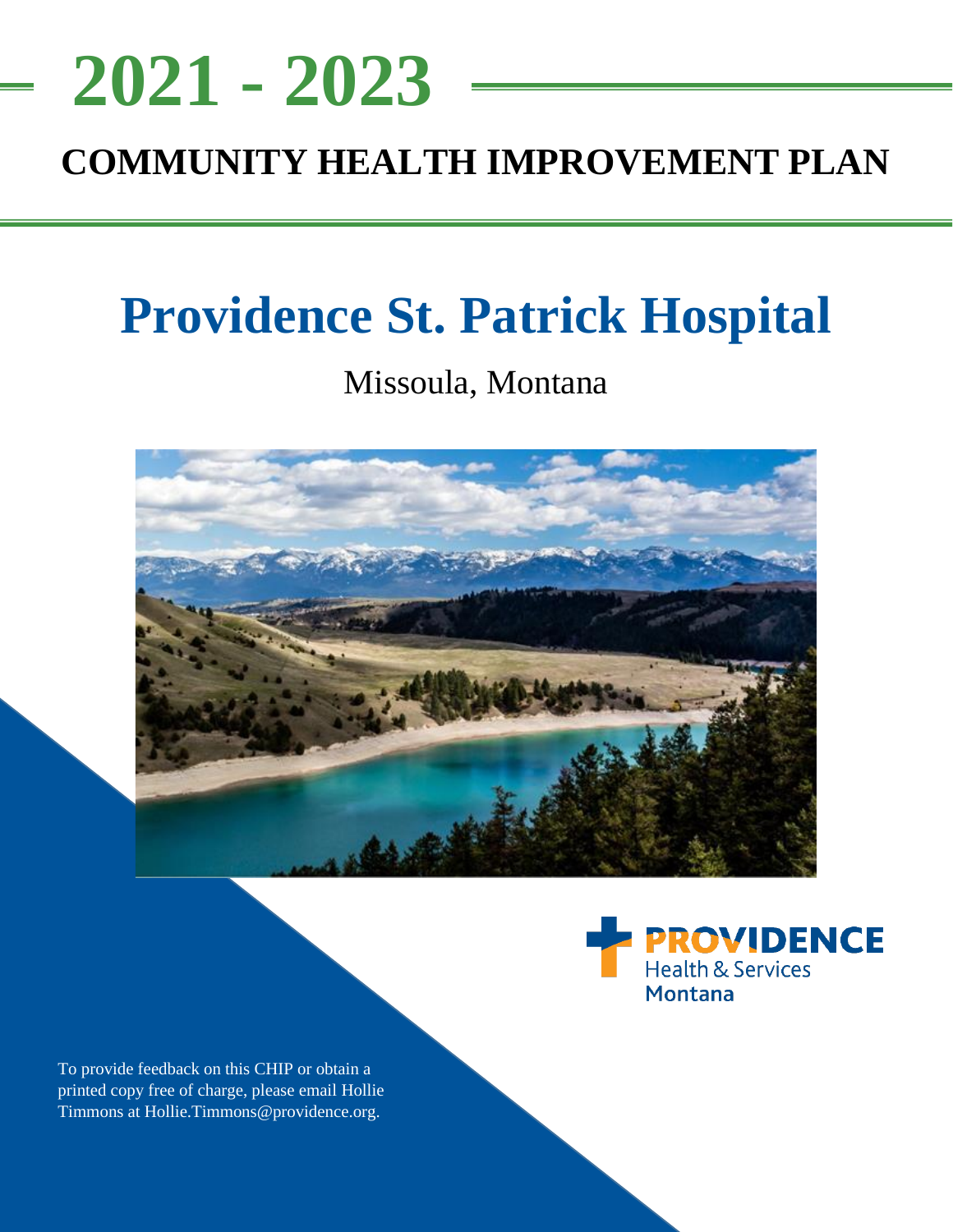# 2021 - 2023

## COMMUNITY HEALTH IMPROVEMENT PLAN

# Providence St. Patrick Hospital

Missoula, Montana

PROVIDENCE Health & Services Montana

To provide feedback on this CHIP or obtain a printed copy free of charge, please email Hollie Timmons at Hollie.Timmons@providence.org.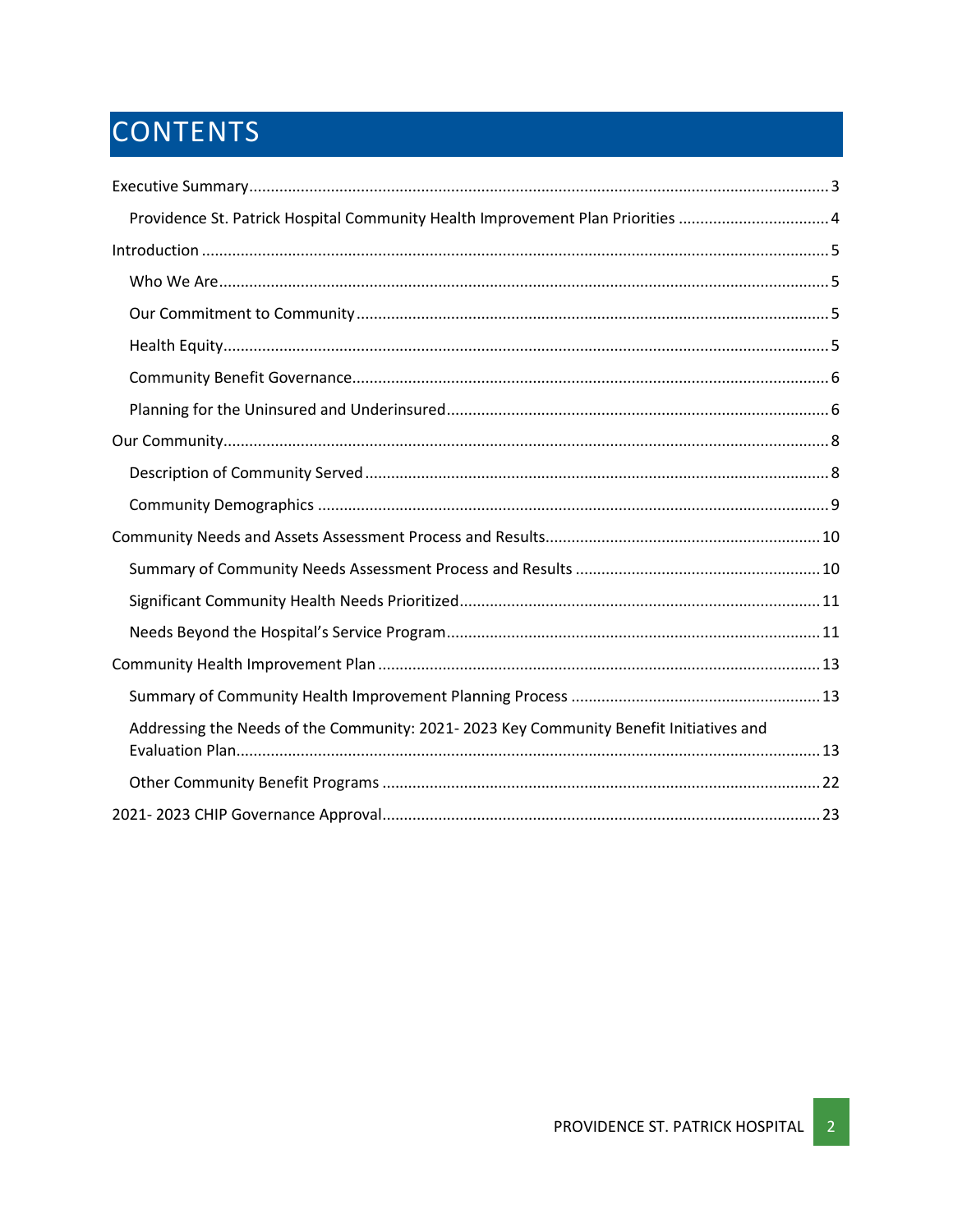# CONTENTS

- Executive Summary ..... 3
  - Providence St. Patrick Hospital Community Health Improvement Plan Priorities ..... 4
- Introduction ..... 5
  - Who We Are ..... 5
  - Our Commitment to Community ..... 5
  - Health Equity ..... 5
  - Community Benefit Governance ..... 6
  - Planning for the Uninsured and Underinsured ..... 6
- Our Community ..... 8
  - Description of Community Served ..... 8
  - Community Demographics ..... 9
- Community Needs and Assets Assessment Process and Results ..... 10
  - Summary of Community Needs Assessment Process and Results ..... 10
  - Significant Community Health Needs Prioritized ..... 11
  - Needs Beyond the Hospital's Service Program ..... 11
- Community Health Improvement Plan ..... 13
  - Summary of Community Health Improvement Planning Process ..... 13
  - Addressing the Needs of the Community: 2021- 2023 Key Community Benefit Initiatives and Evaluation Plan ..... 13
  - Other Community Benefit Programs ..... 22
- 2021- 2023 CHIP Governance Approval ..... 23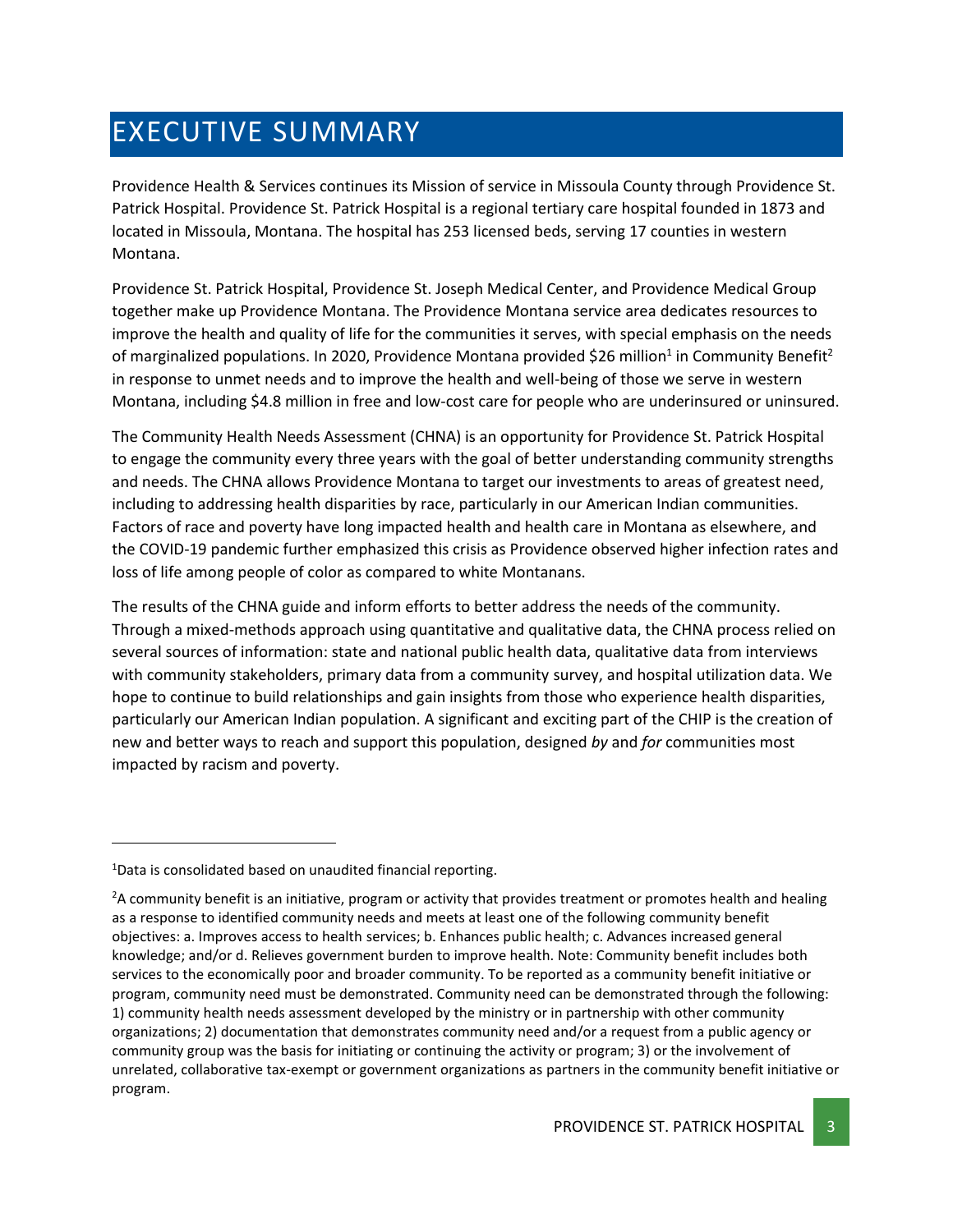# EXECUTIVE SUMMARY

Providence Health & Services continues its Mission of service in Missoula County through Providence St. Patrick Hospital. Providence St. Patrick Hospital is a regional tertiary care hospital founded in 1873 and located in Missoula, Montana. The hospital has 253 licensed beds, serving 17 counties in western Montana.

Providence St. Patrick Hospital, Providence St. Joseph Medical Center, and Providence Medical Group together make up Providence Montana. The Providence Montana service area dedicates resources to improve the health and quality of life for the communities it serves, with special emphasis on the needs of marginalized populations. In 2020, Providence Montana provided $26 million[1] in Community Benefit[2] in response to unmet needs and to improve the health and well-being of those we serve in western Montana, including $4.8 million in free and low-cost care for people who are underinsured or uninsured.

The Community Health Needs Assessment (CHNA) is an opportunity for Providence St. Patrick Hospital to engage the community every three years with the goal of better understanding community strengths and needs. The CHNA allows Providence Montana to target our investments to areas of greatest need, including to addressing health disparities by race, particularly in our American Indian communities. Factors of race and poverty have long impacted health and health care in Montana as elsewhere, and the COVID-19 pandemic further emphasized this crisis as Providence observed higher infection rates and loss of life among people of color as compared to white Montanans.

The results of the CHNA guide and inform efforts to better address the needs of the community. Through a mixed-methods approach using quantitative and qualitative data, the CHNA process relied on several sources of information: state and national public health data, qualitative data from interviews with community stakeholders, primary data from a community survey, and hospital utilization data. We hope to continue to build relationships and gain insights from those who experience health disparities, particularly our American Indian population. A significant and exciting part of the CHIP is the creation of new and better ways to reach and support this population, designed *by* and *for* communities most impacted by racism and poverty.

---

[1]Data is consolidated based on unaudited financial reporting.

[2]A community benefit is an initiative, program or activity that provides treatment or promotes health and healing as a response to identified community needs and meets at least one of the following community benefit objectives: a. Improves access to health services; b. Enhances public health; c. Advances increased general knowledge; and/or d. Relieves government burden to improve health. Note: Community benefit includes both services to the economically poor and broader community. To be reported as a community benefit initiative or program, community need must be demonstrated. Community need can be demonstrated through the following: 1) community health needs assessment developed by the ministry or in partnership with other community organizations; 2) documentation that demonstrates community need and/or a request from a public agency or community group was the basis for initiating or continuing the activity or program; 3) or the involvement of unrelated, collaborative tax-exempt or government organizations as partners in the community benefit initiative or program.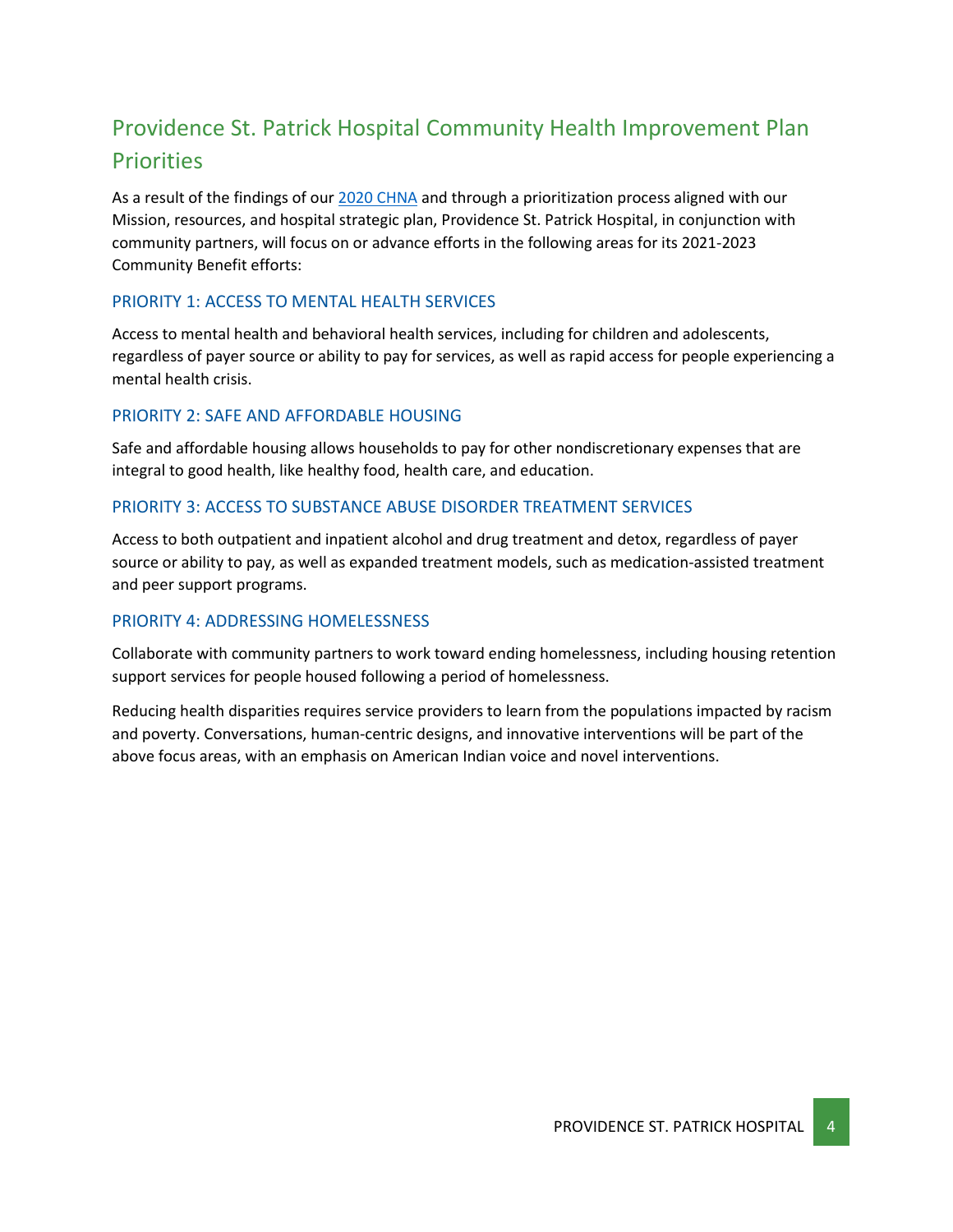## Providence St. Patrick Hospital Community Health Improvement Plan Priorities

As a result of the findings of our [2020 CHNA] and through a prioritization process aligned with our Mission, resources, and hospital strategic plan, Providence St. Patrick Hospital, in conjunction with community partners, will focus on or advance efforts in the following areas for its 2021-2023 Community Benefit efforts:

### PRIORITY 1: ACCESS TO MENTAL HEALTH SERVICES

Access to mental health and behavioral health services, including for children and adolescents, regardless of payer source or ability to pay for services, as well as rapid access for people experiencing a mental health crisis.

### PRIORITY 2: SAFE AND AFFORDABLE HOUSING

Safe and affordable housing allows households to pay for other nondiscretionary expenses that are integral to good health, like healthy food, health care, and education.

### PRIORITY 3: ACCESS TO SUBSTANCE ABUSE DISORDER TREATMENT SERVICES

Access to both outpatient and inpatient alcohol and drug treatment and detox, regardless of payer source or ability to pay, as well as expanded treatment models, such as medication-assisted treatment and peer support programs.

### PRIORITY 4: ADDRESSING HOMELESSNESS

Collaborate with community partners to work toward ending homelessness, including housing retention support services for people housed following a period of homelessness.

Reducing health disparities requires service providers to learn from the populations impacted by racism and poverty. Conversations, human-centric designs, and innovative interventions will be part of the above focus areas, with an emphasis on American Indian voice and novel interventions.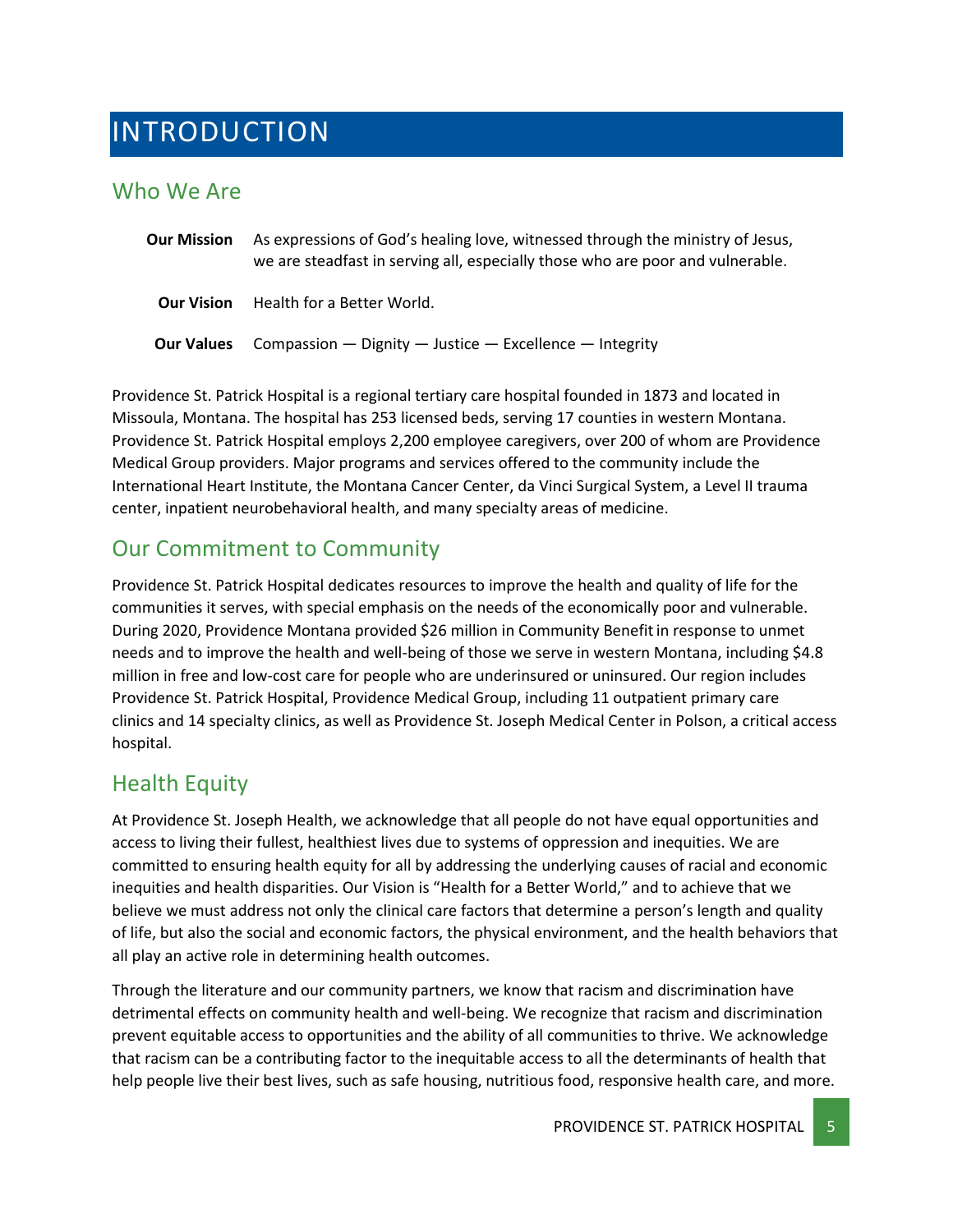# INTRODUCTION

## Who We Are

**Our Mission** As expressions of God's healing love, witnessed through the ministry of Jesus, we are steadfast in serving all, especially those who are poor and vulnerable.

**Our Vision** Health for a Better World.

**Our Values** Compassion — Dignity — Justice — Excellence — Integrity

Providence St. Patrick Hospital is a regional tertiary care hospital founded in 1873 and located in Missoula, Montana. The hospital has 253 licensed beds, serving 17 counties in western Montana. Providence St. Patrick Hospital employs 2,200 employee caregivers, over 200 of whom are Providence Medical Group providers. Major programs and services offered to the community include the International Heart Institute, the Montana Cancer Center, da Vinci Surgical System, a Level II trauma center, inpatient neurobehavioral health, and many specialty areas of medicine.

## Our Commitment to Community

Providence St. Patrick Hospital dedicates resources to improve the health and quality of life for the communities it serves, with special emphasis on the needs of the economically poor and vulnerable. During 2020, Providence Montana provided $26 million in Community Benefit in response to unmet needs and to improve the health and well-being of those we serve in western Montana, including $4.8 million in free and low-cost care for people who are underinsured or uninsured. Our region includes Providence St. Patrick Hospital, Providence Medical Group, including 11 outpatient primary care clinics and 14 specialty clinics, as well as Providence St. Joseph Medical Center in Polson, a critical access hospital.

## Health Equity

At Providence St. Joseph Health, we acknowledge that all people do not have equal opportunities and access to living their fullest, healthiest lives due to systems of oppression and inequities. We are committed to ensuring health equity for all by addressing the underlying causes of racial and economic inequities and health disparities. Our Vision is "Health for a Better World," and to achieve that we believe we must address not only the clinical care factors that determine a person's length and quality of life, but also the social and economic factors, the physical environment, and the health behaviors that all play an active role in determining health outcomes.

Through the literature and our community partners, we know that racism and discrimination have detrimental effects on community health and well-being. We recognize that racism and discrimination prevent equitable access to opportunities and the ability of all communities to thrive. We acknowledge that racism can be a contributing factor to the inequitable access to all the determinants of health that help people live their best lives, such as safe housing, nutritious food, responsive health care, and more.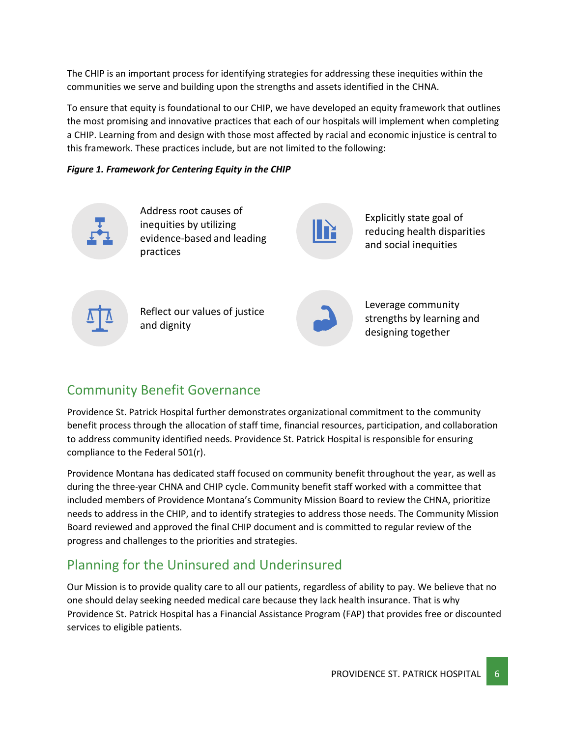The CHIP is an important process for identifying strategies for addressing these inequities within the communities we serve and building upon the strengths and assets identified in the CHNA.

To ensure that equity is foundational to our CHIP, we have developed an equity framework that outlines the most promising and innovative practices that each of our hospitals will implement when completing a CHIP. Learning from and design with those most affected by racial and economic injustice is central to this framework. These practices include, but are not limited to the following:

***Figure 1. Framework for Centering Equity in the CHIP***

- Address root causes of inequities by utilizing evidence-based and leading practices
- Explicitly state goal of reducing health disparities and social inequities
- Reflect our values of justice and dignity
- Leverage community strengths by learning and designing together

## Community Benefit Governance

Providence St. Patrick Hospital further demonstrates organizational commitment to the community benefit process through the allocation of staff time, financial resources, participation, and collaboration to address community identified needs. Providence St. Patrick Hospital is responsible for ensuring compliance to the Federal 501(r).

Providence Montana has dedicated staff focused on community benefit throughout the year, as well as during the three-year CHNA and CHIP cycle. Community benefit staff worked with a committee that included members of Providence Montana's Community Mission Board to review the CHNA, prioritize needs to address in the CHIP, and to identify strategies to address those needs. The Community Mission Board reviewed and approved the final CHIP document and is committed to regular review of the progress and challenges to the priorities and strategies.

## Planning for the Uninsured and Underinsured

Our Mission is to provide quality care to all our patients, regardless of ability to pay. We believe that no one should delay seeking needed medical care because they lack health insurance. That is why Providence St. Patrick Hospital has a Financial Assistance Program (FAP) that provides free or discounted services to eligible patients.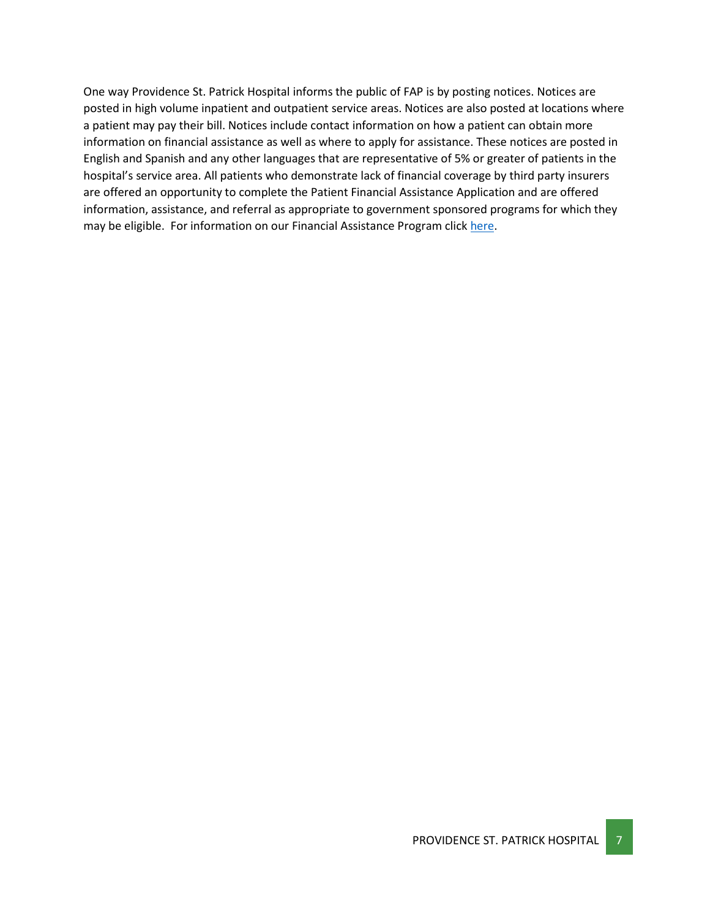One way Providence St. Patrick Hospital informs the public of FAP is by posting notices. Notices are posted in high volume inpatient and outpatient service areas. Notices are also posted at locations where a patient may pay their bill. Notices include contact information on how a patient can obtain more information on financial assistance as well as where to apply for assistance. These notices are posted in English and Spanish and any other languages that are representative of 5% or greater of patients in the hospital's service area. All patients who demonstrate lack of financial coverage by third party insurers are offered an opportunity to complete the Patient Financial Assistance Application and are offered information, assistance, and referral as appropriate to government sponsored programs for which they may be eligible. For information on our Financial Assistance Program click here.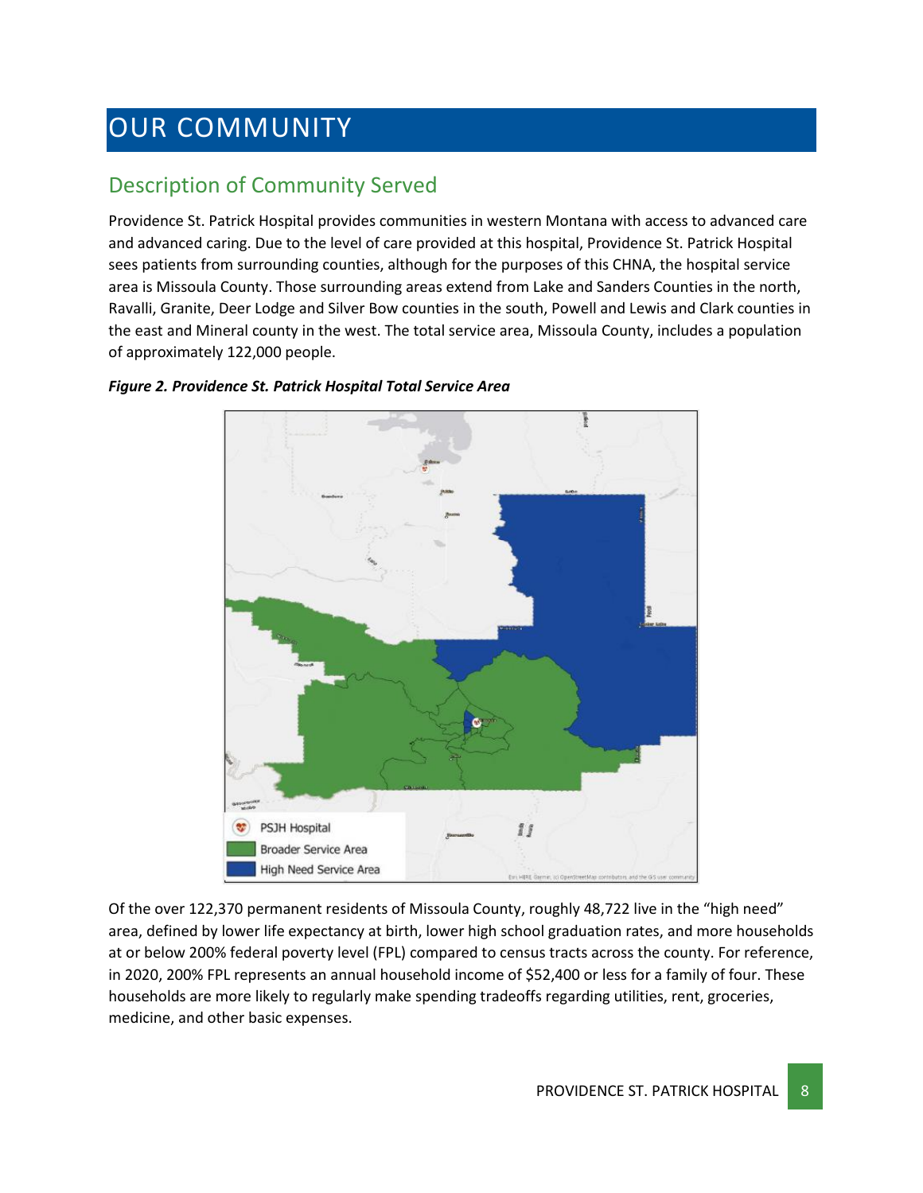# OUR COMMUNITY

## Description of Community Served

Providence St. Patrick Hospital provides communities in western Montana with access to advanced care and advanced caring. Due to the level of care provided at this hospital, Providence St. Patrick Hospital sees patients from surrounding counties, although for the purposes of this CHNA, the hospital service area is Missoula County. Those surrounding areas extend from Lake and Sanders Counties in the north, Ravalli, Granite, Deer Lodge and Silver Bow counties in the south, Powell and Lewis and Clark counties in the east and Mineral county in the west. The total service area, Missoula County, includes a population of approximately 122,000 people.

***Figure 2. Providence St. Patrick Hospital Total Service Area***

PSJH Hospital
Broader Service Area
High Need Service Area

Of the over 122,370 permanent residents of Missoula County, roughly 48,722 live in the “high need” area, defined by lower life expectancy at birth, lower high school graduation rates, and more households at or below 200% federal poverty level (FPL) compared to census tracts across the county. For reference, in 2020, 200% FPL represents an annual household income of $52,400 or less for a family of four. These households are more likely to regularly make spending tradeoffs regarding utilities, rent, groceries, medicine, and other basic expenses.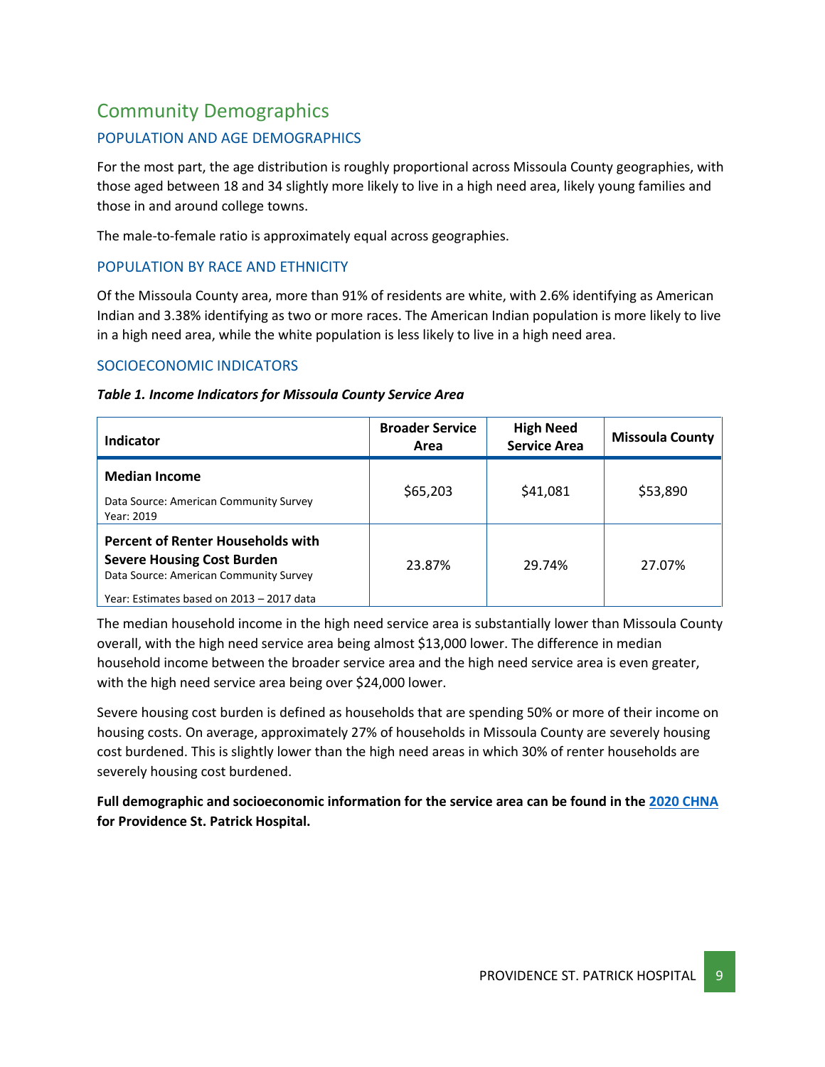# Community Demographics

## POPULATION AND AGE DEMOGRAPHICS

For the most part, the age distribution is roughly proportional across Missoula County geographies, with those aged between 18 and 34 slightly more likely to live in a high need area, likely young families and those in and around college towns.

The male-to-female ratio is approximately equal across geographies.

## POPULATION BY RACE AND ETHNICITY

Of the Missoula County area, more than 91% of residents are white, with 2.6% identifying as American Indian and 3.38% identifying as two or more races. The American Indian population is more likely to live in a high need area, while the white population is less likely to live in a high need area.

## SOCIOECONOMIC INDICATORS

***Table 1. Income Indicators for Missoula County Service Area***

| Indicator | Broader Service Area | High Need Service Area | Missoula County |
|---|---|---|---|
| **Median Income**<br>Data Source: American Community Survey<br>Year: 2019 | $65,203 | $41,081 | $53,890 |
| **Percent of Renter Households with Severe Housing Cost Burden**<br>Data Source: American Community Survey<br>Year: Estimates based on 2013 – 2017 data | 23.87% | 29.74% | 27.07% |

The median household income in the high need service area is substantially lower than Missoula County overall, with the high need service area being almost $13,000 lower. The difference in median household income between the broader service area and the high need service area is even greater, with the high need service area being over $24,000 lower.

Severe housing cost burden is defined as households that are spending 50% or more of their income on housing costs. On average, approximately 27% of households in Missoula County are severely housing cost burdened. This is slightly lower than the high need areas in which 30% of renter households are severely housing cost burdened.

**Full demographic and socioeconomic information for the service area can be found in the [2020 CHNA](2020 CHNA) for Providence St. Patrick Hospital.**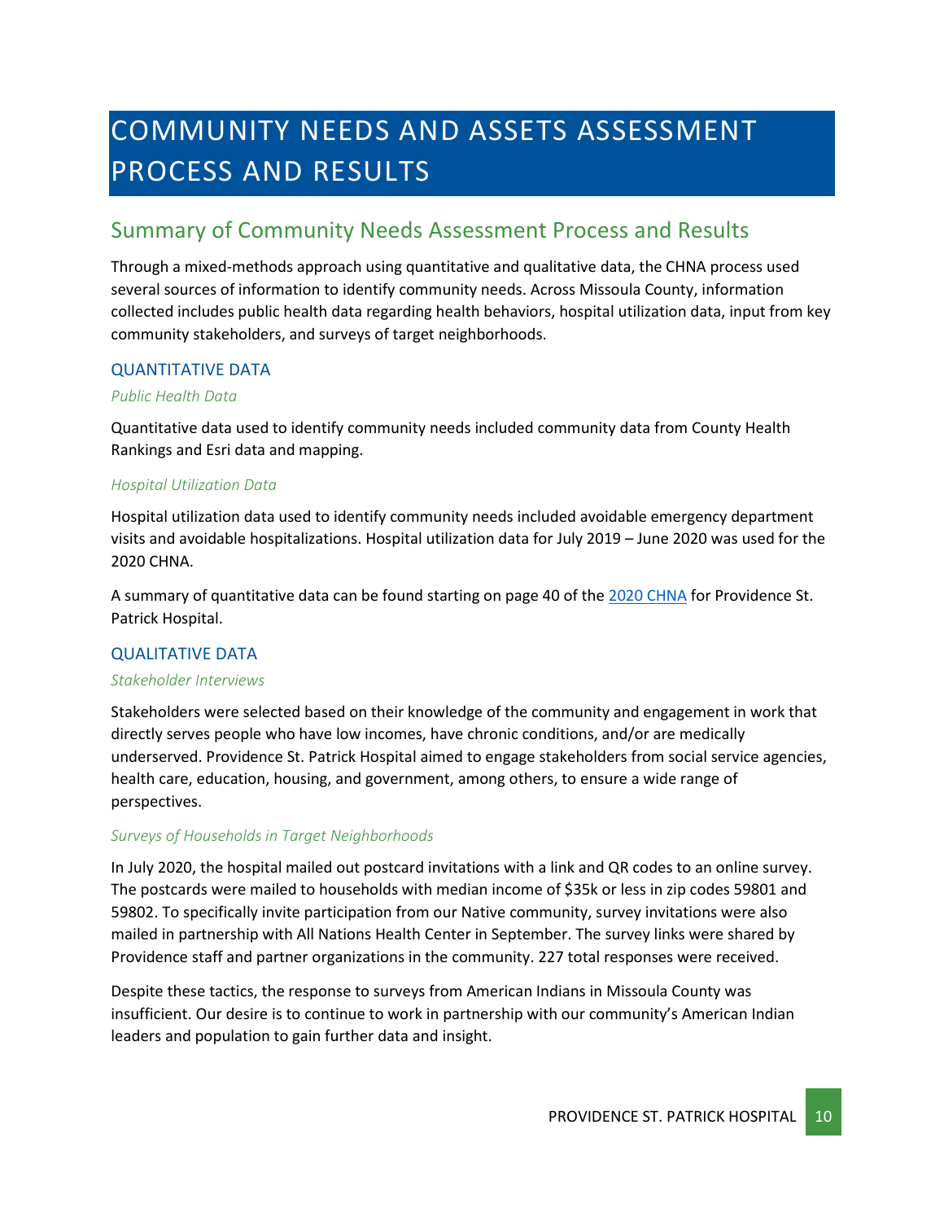# COMMUNITY NEEDS AND ASSETS ASSESSMENT PROCESS AND RESULTS

## Summary of Community Needs Assessment Process and Results

Through a mixed-methods approach using quantitative and qualitative data, the CHNA process used several sources of information to identify community needs. Across Missoula County, information collected includes public health data regarding health behaviors, hospital utilization data, input from key community stakeholders, and surveys of target neighborhoods.

### QUANTITATIVE DATA

#### *Public Health Data*

Quantitative data used to identify community needs included community data from County Health Rankings and Esri data and mapping.

#### *Hospital Utilization Data*

Hospital utilization data used to identify community needs included avoidable emergency department visits and avoidable hospitalizations. Hospital utilization data for July 2019 – June 2020 was used for the 2020 CHNA.

A summary of quantitative data can be found starting on page 40 of the 2020 CHNA for Providence St. Patrick Hospital.

### QUALITATIVE DATA

#### *Stakeholder Interviews*

Stakeholders were selected based on their knowledge of the community and engagement in work that directly serves people who have low incomes, have chronic conditions, and/or are medically underserved. Providence St. Patrick Hospital aimed to engage stakeholders from social service agencies, health care, education, housing, and government, among others, to ensure a wide range of perspectives.

#### *Surveys of Households in Target Neighborhoods*

In July 2020, the hospital mailed out postcard invitations with a link and QR codes to an online survey. The postcards were mailed to households with median income of $35k or less in zip codes 59801 and 59802. To specifically invite participation from our Native community, survey invitations were also mailed in partnership with All Nations Health Center in September. The survey links were shared by Providence staff and partner organizations in the community. 227 total responses were received.

Despite these tactics, the response to surveys from American Indians in Missoula County was insufficient. Our desire is to continue to work in partnership with our community's American Indian leaders and population to gain further data and insight.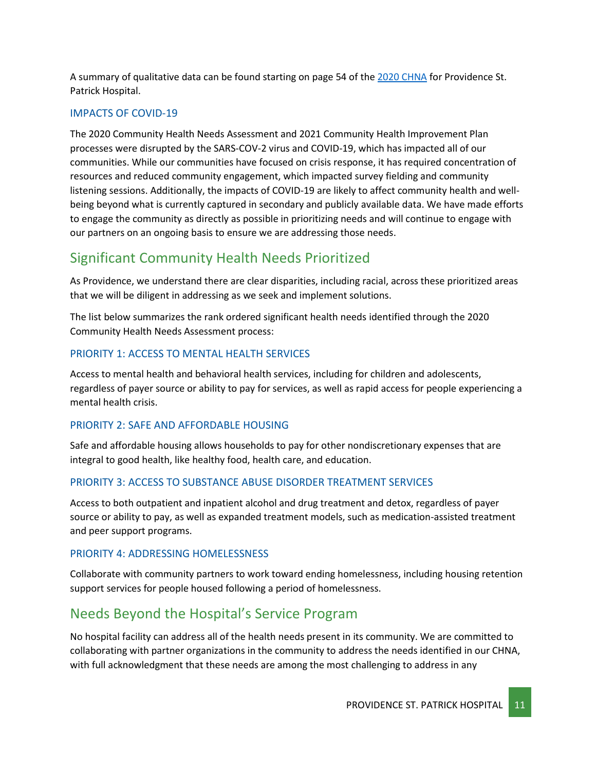A summary of qualitative data can be found starting on page 54 of the [2020 CHNA] for Providence St. Patrick Hospital.

### IMPACTS OF COVID-19

The 2020 Community Health Needs Assessment and 2021 Community Health Improvement Plan processes were disrupted by the SARS-COV-2 virus and COVID-19, which has impacted all of our communities. While our communities have focused on crisis response, it has required concentration of resources and reduced community engagement, which impacted survey fielding and community listening sessions. Additionally, the impacts of COVID-19 are likely to affect community health and well-being beyond what is currently captured in secondary and publicly available data. We have made efforts to engage the community as directly as possible in prioritizing needs and will continue to engage with our partners on an ongoing basis to ensure we are addressing those needs.

## Significant Community Health Needs Prioritized

As Providence, we understand there are clear disparities, including racial, across these prioritized areas that we will be diligent in addressing as we seek and implement solutions.

The list below summarizes the rank ordered significant health needs identified through the 2020 Community Health Needs Assessment process:

### PRIORITY 1: ACCESS TO MENTAL HEALTH SERVICES

Access to mental health and behavioral health services, including for children and adolescents, regardless of payer source or ability to pay for services, as well as rapid access for people experiencing a mental health crisis.

### PRIORITY 2: SAFE AND AFFORDABLE HOUSING

Safe and affordable housing allows households to pay for other nondiscretionary expenses that are integral to good health, like healthy food, health care, and education.

### PRIORITY 3: ACCESS TO SUBSTANCE ABUSE DISORDER TREATMENT SERVICES

Access to both outpatient and inpatient alcohol and drug treatment and detox, regardless of payer source or ability to pay, as well as expanded treatment models, such as medication-assisted treatment and peer support programs.

### PRIORITY 4: ADDRESSING HOMELESSNESS

Collaborate with community partners to work toward ending homelessness, including housing retention support services for people housed following a period of homelessness.

## Needs Beyond the Hospital's Service Program

No hospital facility can address all of the health needs present in its community. We are committed to collaborating with partner organizations in the community to address the needs identified in our CHNA, with full acknowledgment that these needs are among the most challenging to address in any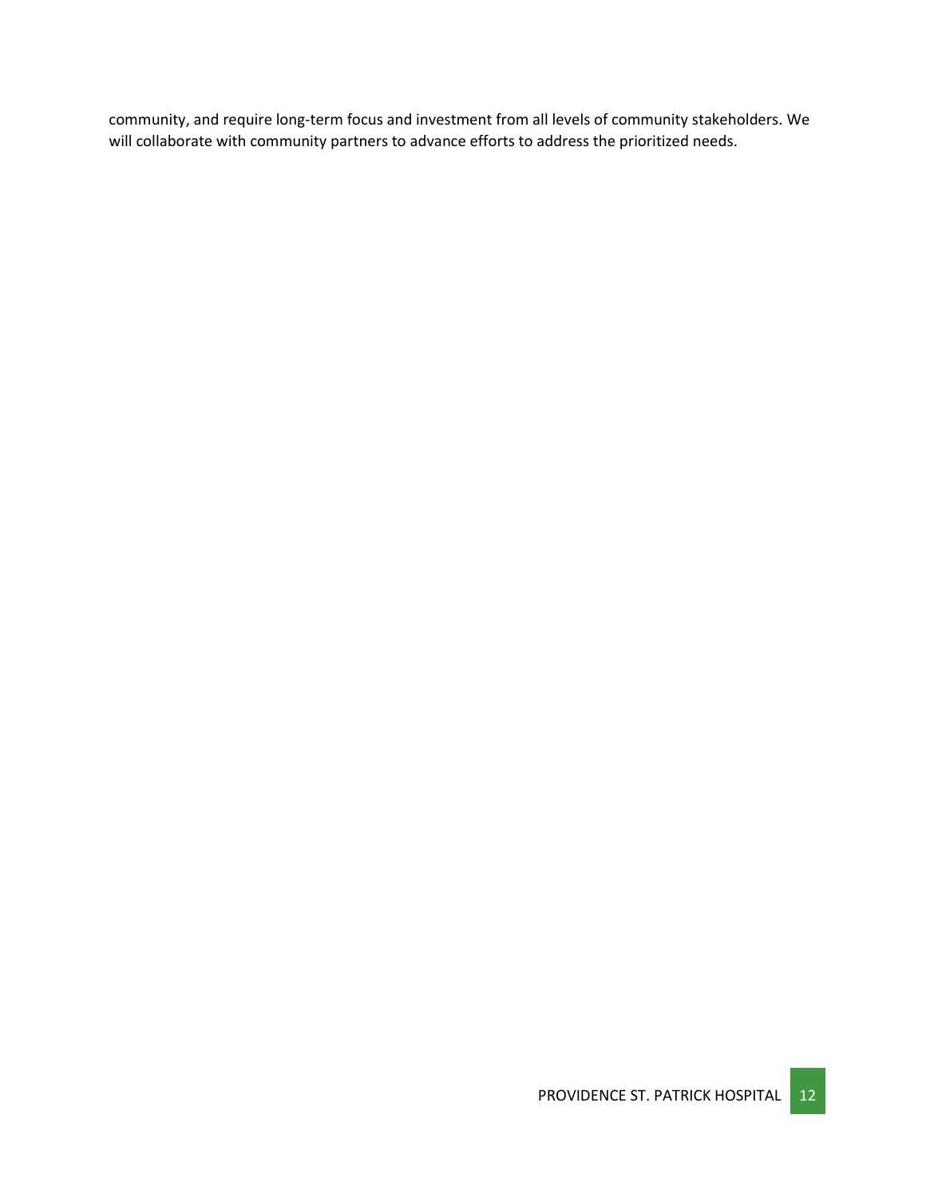community, and require long-term focus and investment from all levels of community stakeholders. We will collaborate with community partners to advance efforts to address the prioritized needs.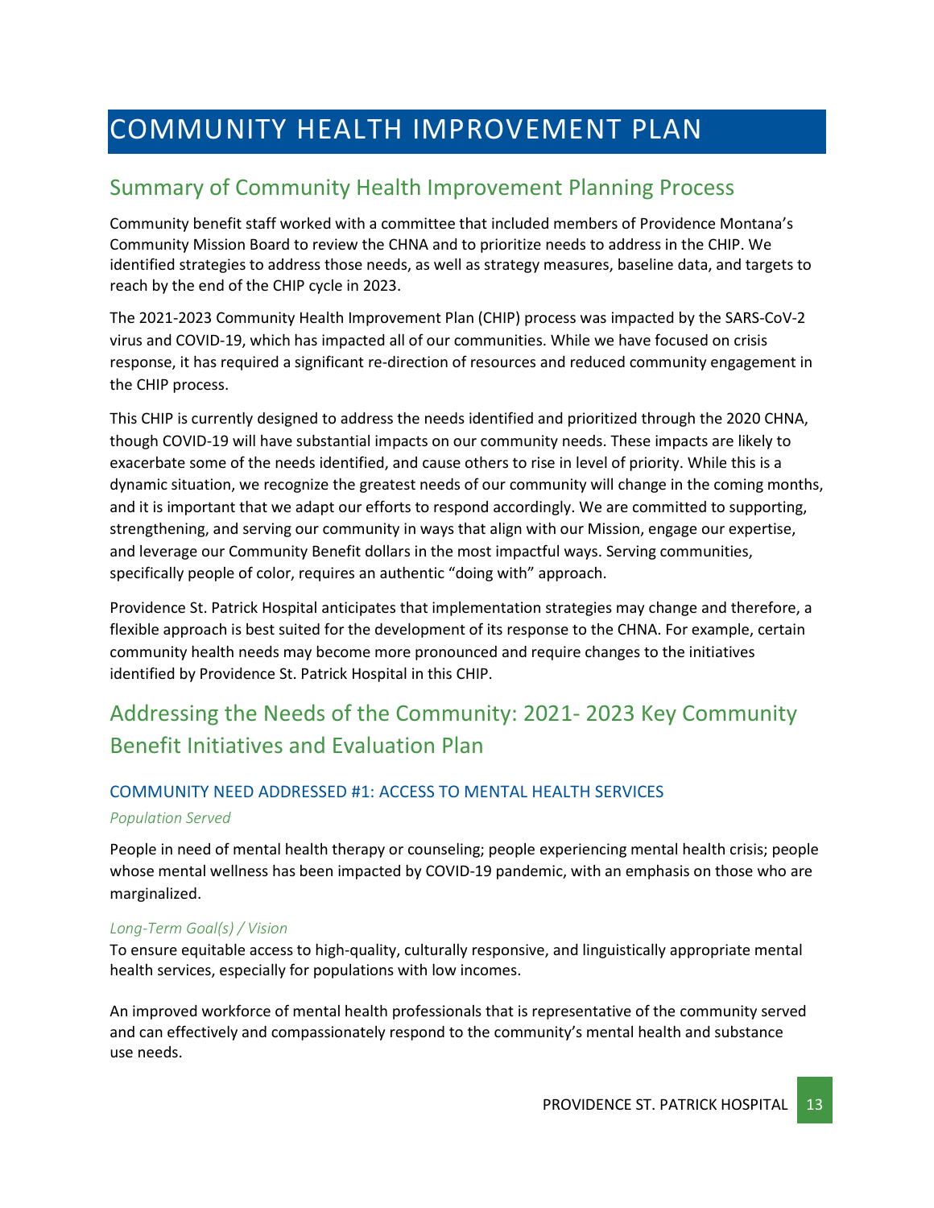# COMMUNITY HEALTH IMPROVEMENT PLAN

## Summary of Community Health Improvement Planning Process

Community benefit staff worked with a committee that included members of Providence Montana's Community Mission Board to review the CHNA and to prioritize needs to address in the CHIP. We identified strategies to address those needs, as well as strategy measures, baseline data, and targets to reach by the end of the CHIP cycle in 2023.

The 2021-2023 Community Health Improvement Plan (CHIP) process was impacted by the SARS-CoV-2 virus and COVID-19, which has impacted all of our communities. While we have focused on crisis response, it has required a significant re-direction of resources and reduced community engagement in the CHIP process.

This CHIP is currently designed to address the needs identified and prioritized through the 2020 CHNA, though COVID-19 will have substantial impacts on our community needs. These impacts are likely to exacerbate some of the needs identified, and cause others to rise in level of priority. While this is a dynamic situation, we recognize the greatest needs of our community will change in the coming months, and it is important that we adapt our efforts to respond accordingly. We are committed to supporting, strengthening, and serving our community in ways that align with our Mission, engage our expertise, and leverage our Community Benefit dollars in the most impactful ways. Serving communities, specifically people of color, requires an authentic "doing with" approach.

Providence St. Patrick Hospital anticipates that implementation strategies may change and therefore, a flexible approach is best suited for the development of its response to the CHNA. For example, certain community health needs may become more pronounced and require changes to the initiatives identified by Providence St. Patrick Hospital in this CHIP.

## Addressing the Needs of the Community: 2021- 2023 Key Community Benefit Initiatives and Evaluation Plan

### COMMUNITY NEED ADDRESSED #1: ACCESS TO MENTAL HEALTH SERVICES

*Population Served*

People in need of mental health therapy or counseling; people experiencing mental health crisis; people whose mental wellness has been impacted by COVID-19 pandemic, with an emphasis on those who are marginalized.

*Long-Term Goal(s) / Vision*

To ensure equitable access to high-quality, culturally responsive, and linguistically appropriate mental health services, especially for populations with low incomes.

An improved workforce of mental health professionals that is representative of the community served and can effectively and compassionately respond to the community's mental health and substance use needs.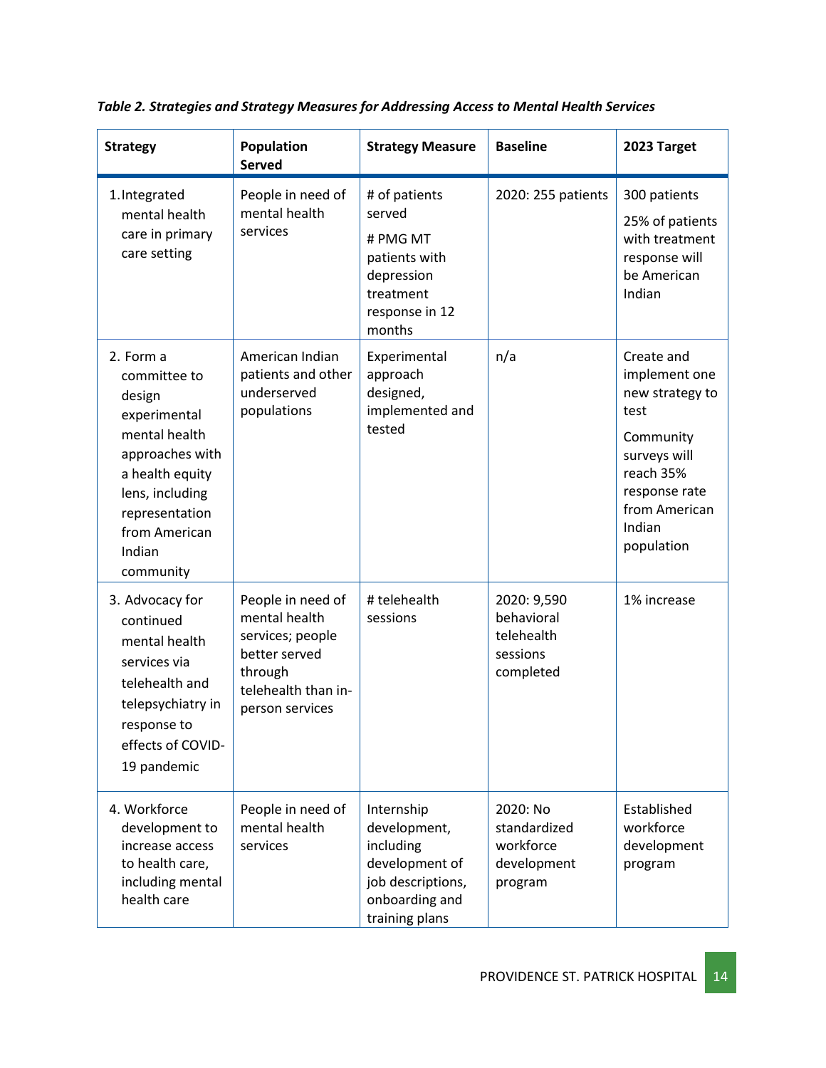*Table 2. Strategies and Strategy Measures for Addressing Access to Mental Health Services*

| Strategy | Population Served | Strategy Measure | Baseline | 2023 Target |
|---|---|---|---|---|
| 1. Integrated mental health care in primary care setting | People in need of mental health services | # of patients served<br># PMG MT patients with depression treatment response in 12 months | 2020: 255 patients | 300 patients<br>25% of patients with treatment response will be American Indian |
| 2. Form a committee to design experimental mental health approaches with a health equity lens, including representation from American Indian community | American Indian patients and other underserved populations | Experimental approach designed, implemented and tested | n/a | Create and implement one new strategy to test<br>Community surveys will reach 35% response rate from American Indian population |
| 3. Advocacy for continued mental health services via telehealth and telepsychiatry in response to effects of COVID-19 pandemic | People in need of mental health services; people better served through telehealth than in-person services | # telehealth sessions | 2020: 9,590 behavioral telehealth sessions completed | 1% increase |
| 4. Workforce development to increase access to health care, including mental health care | People in need of mental health services | Internship development, including development of job descriptions, onboarding and training plans | 2020: No standardized workforce development program | Established workforce development program |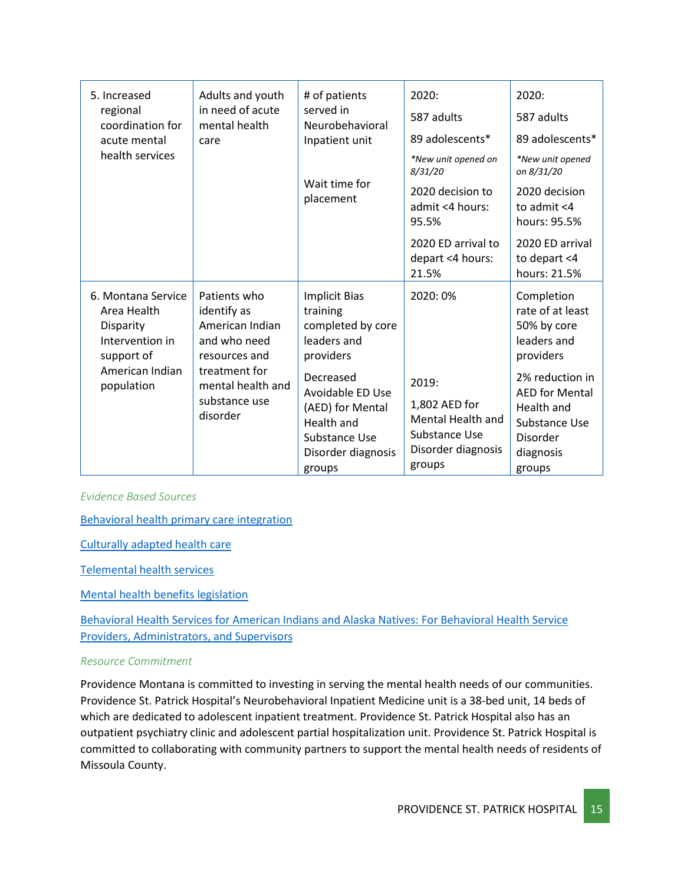| 5. Increased regional coordination for acute mental health services | Adults and youth in need of acute mental health care | # of patients served in Neurobehavioral Inpatient unit<br><br>Wait time for placement | 2020:<br>587 adults<br>89 adolescents*<br>*\*New unit opened on 8/31/20*<br>2020 decision to admit <4 hours: 95.5%<br>2020 ED arrival to depart <4 hours: 21.5% | 2020:<br>587 adults<br>89 adolescents*<br>*\*New unit opened on 8/31/20*<br>2020 decision to admit <4 hours: 95.5%<br>2020 ED arrival to depart <4 hours: 21.5% |
|---|---|---|---|---|
| 6. Montana Service Area Health Disparity Intervention in support of American Indian population | Patients who identify as American Indian and who need resources and treatment for mental health and substance use disorder | Implicit Bias training completed by core leaders and providers<br><br>Decreased Avoidable ED Use (AED) for Mental Health and Substance Use Disorder diagnosis groups | 2020: 0%<br><br>2019:<br>1,802 AED for Mental Health and Substance Use Disorder diagnosis groups | Completion rate of at least 50% by core leaders and providers<br><br>2% reduction in AED for Mental Health and Substance Use Disorder diagnosis groups |

*Evidence Based Sources*

[Behavioral health primary care integration]

[Culturally adapted health care]

[Telemental health services]

[Mental health benefits legislation]

[Behavioral Health Services for American Indians and Alaska Natives: For Behavioral Health Service Providers, Administrators, and Supervisors]

*Resource Commitment*

Providence Montana is committed to investing in serving the mental health needs of our communities. Providence St. Patrick Hospital's Neurobehavioral Inpatient Medicine unit is a 38-bed unit, 14 beds of which are dedicated to adolescent inpatient treatment. Providence St. Patrick Hospital also has an outpatient psychiatry clinic and adolescent partial hospitalization unit. Providence St. Patrick Hospital is committed to collaborating with community partners to support the mental health needs of residents of Missoula County.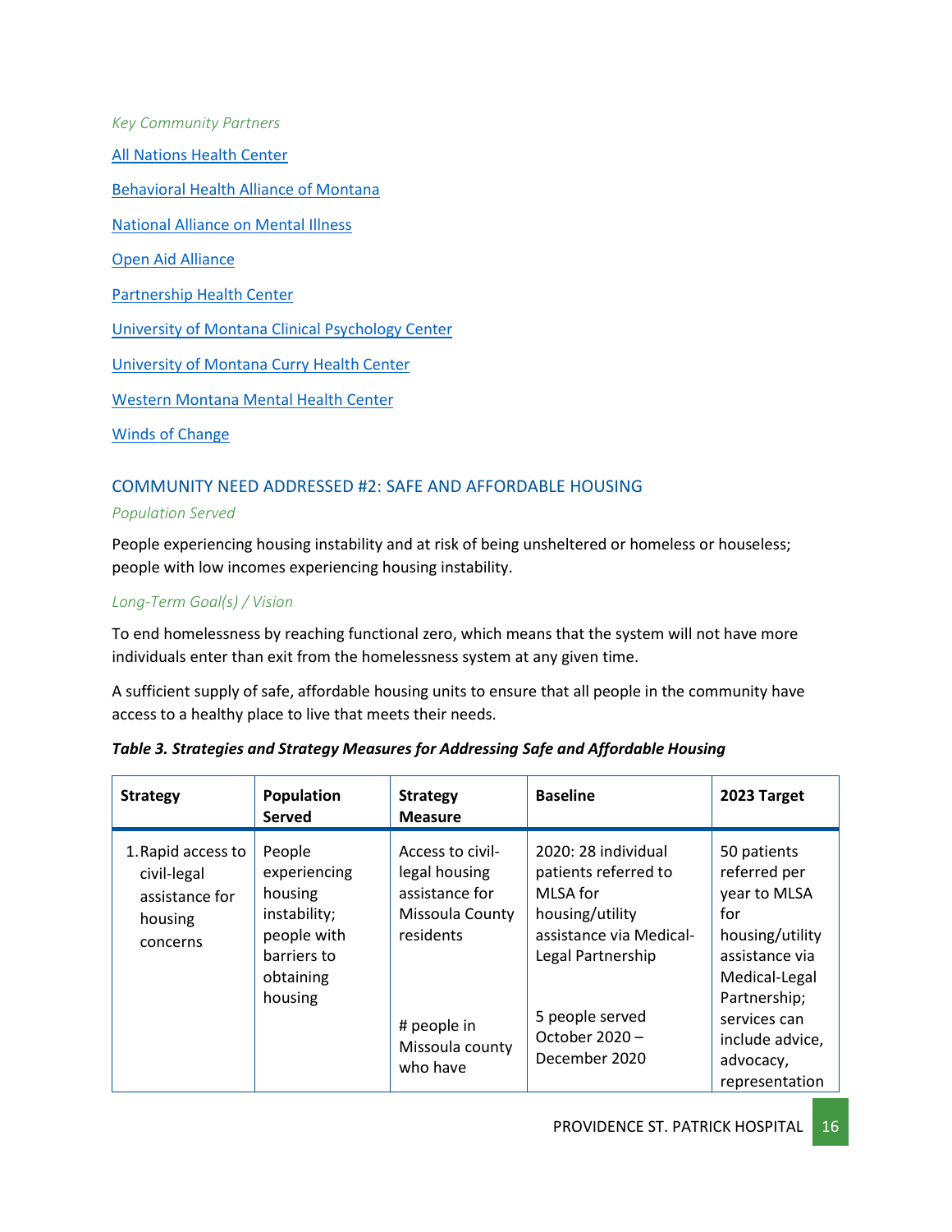*Key Community Partners*

[All Nations Health Center]

[Behavioral Health Alliance of Montana]

[National Alliance on Mental Illness]

[Open Aid Alliance]

[Partnership Health Center]

[University of Montana Clinical Psychology Center]

[University of Montana Curry Health Center]

[Western Montana Mental Health Center]

[Winds of Change]

## COMMUNITY NEED ADDRESSED #2: SAFE AND AFFORDABLE HOUSING

*Population Served*

People experiencing housing instability and at risk of being unsheltered or homeless or houseless; people with low incomes experiencing housing instability.

*Long-Term Goal(s) / Vision*

To end homelessness by reaching functional zero, which means that the system will not have more individuals enter than exit from the homelessness system at any given time.

A sufficient supply of safe, affordable housing units to ensure that all people in the community have access to a healthy place to live that meets their needs.

***Table 3. Strategies and Strategy Measures for Addressing Safe and Affordable Housing***

| Strategy | Population Served | Strategy Measure | Baseline | 2023 Target |
|---|---|---|---|---|
| 1. Rapid access to civil-legal assistance for housing concerns | People experiencing housing instability; people with barriers to obtaining housing | Access to civil-legal housing assistance for Missoula County residents | 2020: 28 individual patients referred to MLSA for housing/utility assistance via Medical-Legal Partnership | 50 patients referred per year to MLSA for housing/utility assistance via Medical-Legal Partnership; services can include advice, advocacy, representation |
| | | # people in Missoula county who have | 5 people served October 2020 – December 2020 | |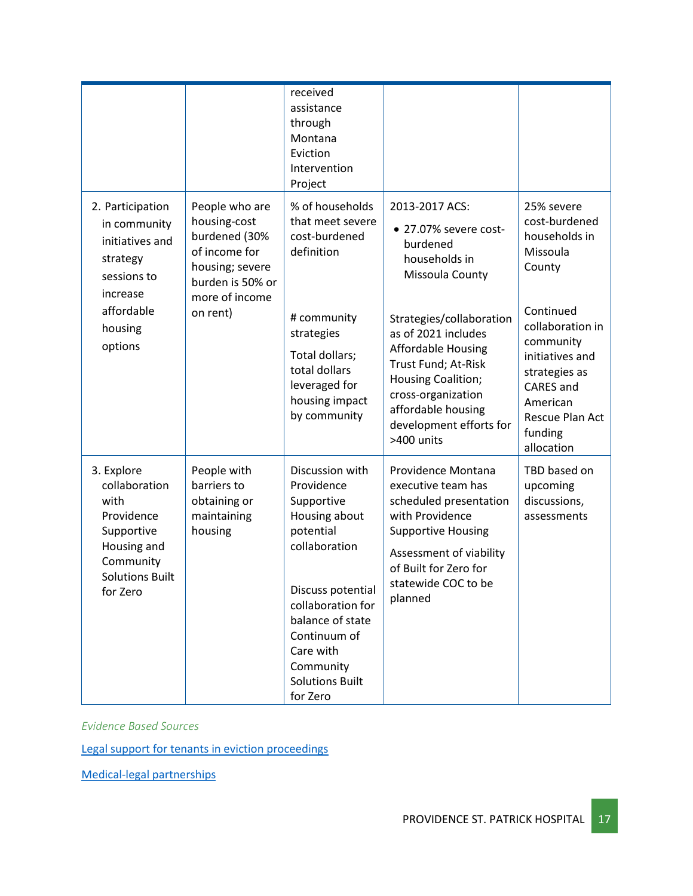| | | | | |
|---|---|---|---|---|
| | | received assistance through Montana Eviction Intervention Project | | |
| 2. Participation in community initiatives and strategy sessions to increase affordable housing options | People who are housing-cost burdened (30% of income for housing; severe burden is 50% or more of income on rent) | % of households that meet severe cost-burdened definition<br><br># community strategies<br><br>Total dollars; total dollars leveraged for housing impact by community | 2013-2017 ACS:<br>• 27.07% severe cost-burdened households in Missoula County<br><br>Strategies/collaboration as of 2021 includes Affordable Housing Trust Fund; At-Risk Housing Coalition; cross-organization affordable housing development efforts for >400 units | 25% severe cost-burdened households in Missoula County<br><br>Continued collaboration in community initiatives and strategies as CARES and American Rescue Plan Act funding allocation |
| 3. Explore collaboration with Providence Supportive Housing and Community Solutions Built for Zero | People with barriers to obtaining or maintaining housing | Discussion with Providence Supportive Housing about potential collaboration<br><br>Discuss potential collaboration for balance of state Continuum of Care with Community Solutions Built for Zero | Providence Montana executive team has scheduled presentation with Providence Supportive Housing<br><br>Assessment of viability of Built for Zero for statewide COC to be planned | TBD based on upcoming discussions, assessments |

*Evidence Based Sources*

[Legal support for tenants in eviction proceedings]

[Medical-legal partnerships]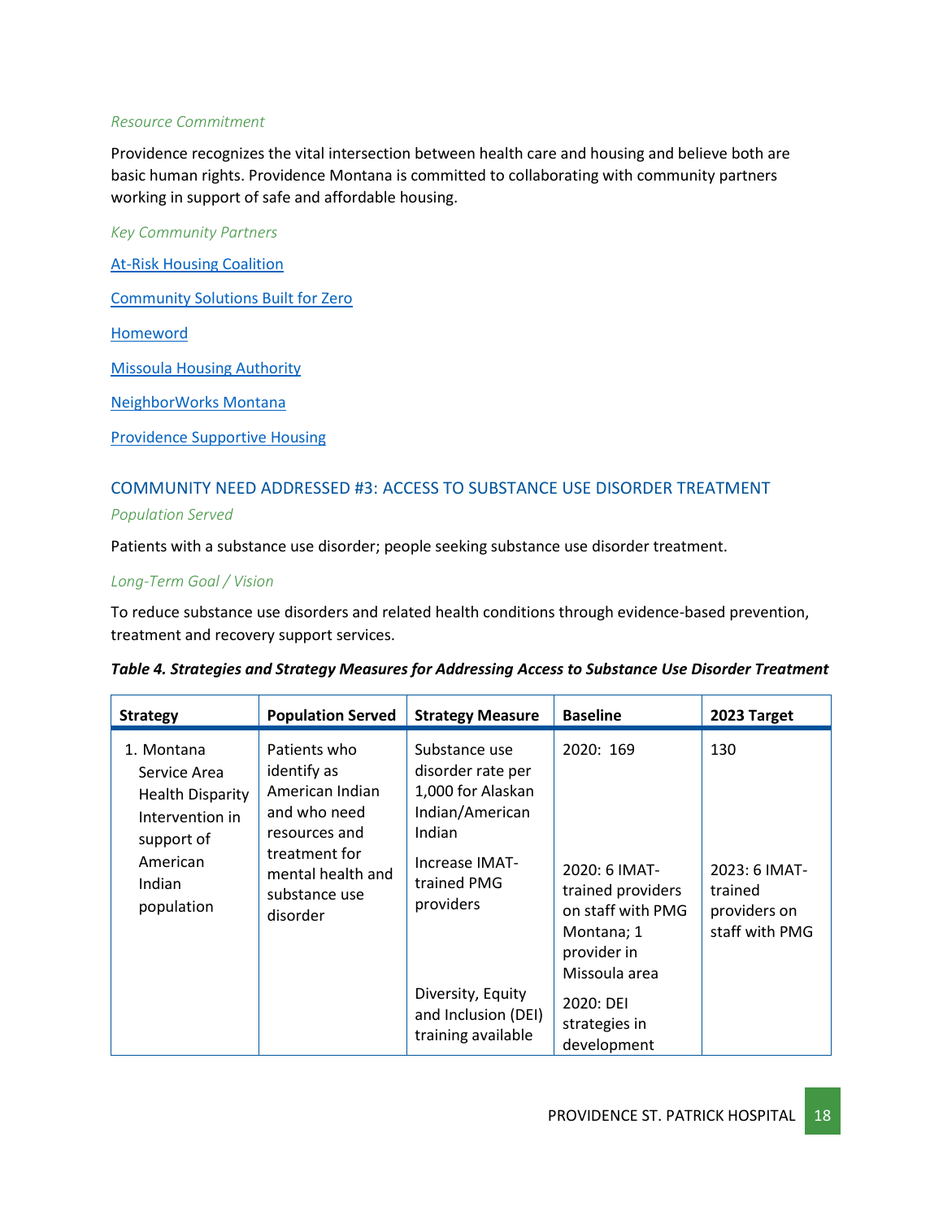*Resource Commitment*

Providence recognizes the vital intersection between health care and housing and believe both are basic human rights. Providence Montana is committed to collaborating with community partners working in support of safe and affordable housing.

*Key Community Partners*

At-Risk Housing Coalition

Community Solutions Built for Zero

Homeword

Missoula Housing Authority

NeighborWorks Montana

Providence Supportive Housing

## COMMUNITY NEED ADDRESSED #3: ACCESS TO SUBSTANCE USE DISORDER TREATMENT

*Population Served*

Patients with a substance use disorder; people seeking substance use disorder treatment.

*Long-Term Goal / Vision*

To reduce substance use disorders and related health conditions through evidence-based prevention, treatment and recovery support services.

***Table 4. Strategies and Strategy Measures for Addressing Access to Substance Use Disorder Treatment***

| Strategy | Population Served | Strategy Measure | Baseline | 2023 Target |
|---|---|---|---|---|
| 1. Montana Service Area Health Disparity Intervention in support of American Indian population | Patients who identify as American Indian and who need resources and treatment for mental health and substance use disorder | Substance use disorder rate per 1,000 for Alaskan Indian/American Indian | 2020: 169 | 130 |
| | | Increase IMAT-trained PMG providers | 2020: 6 IMAT-trained providers on staff with PMG Montana; 1 provider in Missoula area | 2023: 6 IMAT-trained providers on staff with PMG |
| | | Diversity, Equity and Inclusion (DEI) training available | 2020: DEI strategies in development | |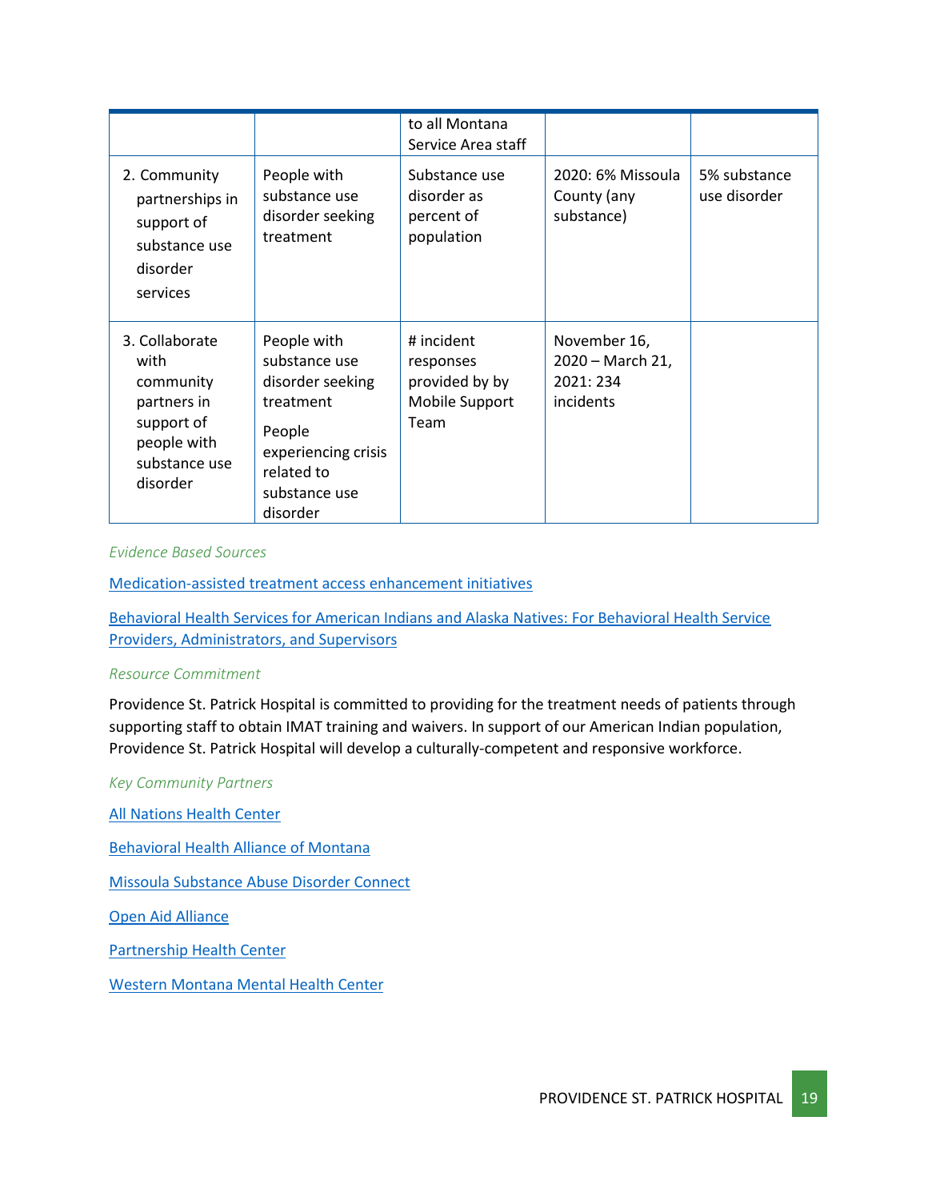| | | | | |
|---|---|---|---|---|
| | | to all Montana Service Area staff | | |
| 2. Community partnerships in support of substance use disorder services | People with substance use disorder seeking treatment | Substance use disorder as percent of population | 2020: 6% Missoula County (any substance) | 5% substance use disorder |
| 3. Collaborate with community partners in support of people with substance use disorder | People with substance use disorder seeking treatment<br><br>People experiencing crisis related to substance use disorder | # incident responses provided by by Mobile Support Team | November 16, 2020 – March 21, 2021: 234 incidents | |

*Evidence Based Sources*

[Medication-assisted treatment access enhancement initiatives]

[Behavioral Health Services for American Indians and Alaska Natives: For Behavioral Health Service Providers, Administrators, and Supervisors]

*Resource Commitment*

Providence St. Patrick Hospital is committed to providing for the treatment needs of patients through supporting staff to obtain IMAT training and waivers. In support of our American Indian population, Providence St. Patrick Hospital will develop a culturally-competent and responsive workforce.

*Key Community Partners*

[All Nations Health Center]

[Behavioral Health Alliance of Montana]

[Missoula Substance Abuse Disorder Connect]

[Open Aid Alliance]

[Partnership Health Center]

[Western Montana Mental Health Center]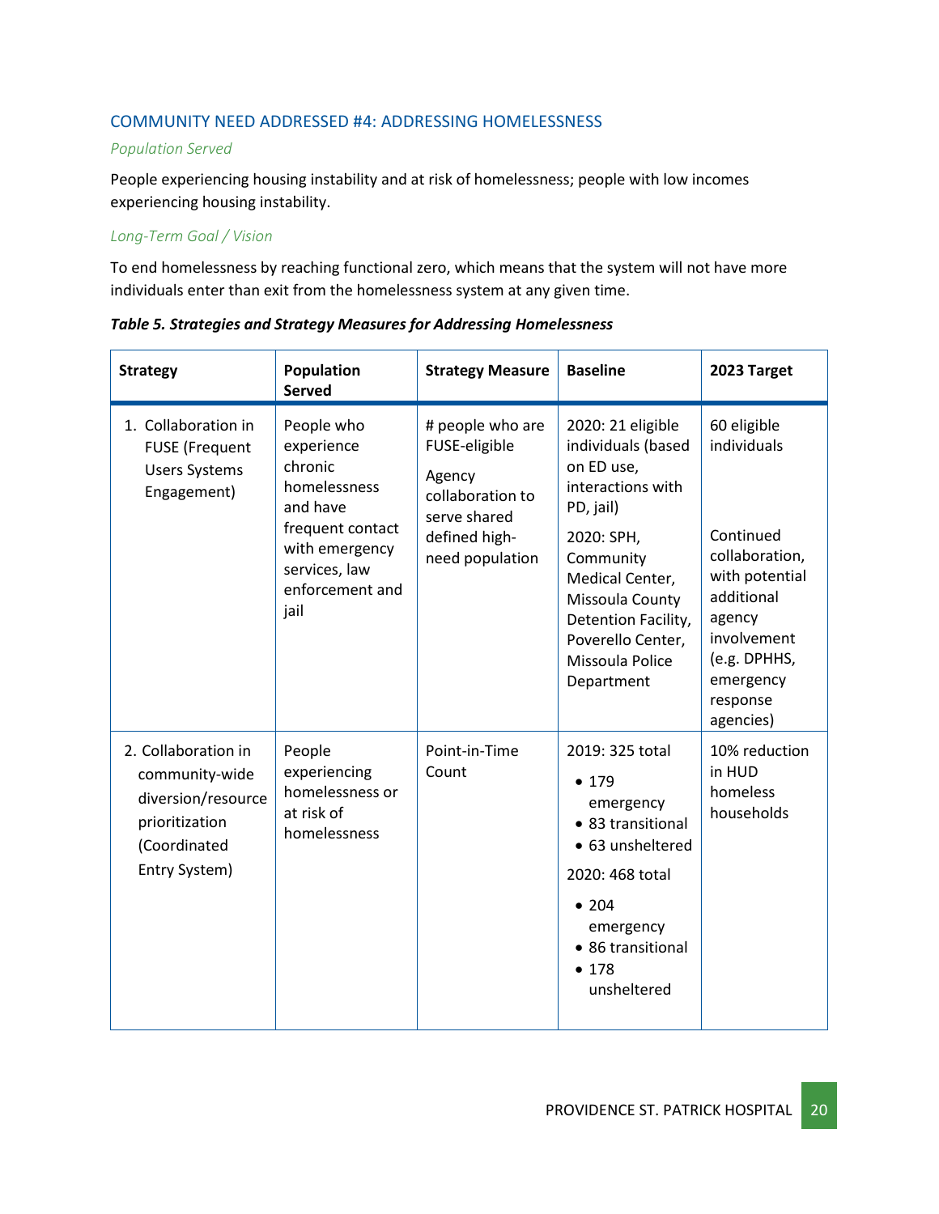### COMMUNITY NEED ADDRESSED #4: ADDRESSING HOMELESSNESS

*Population Served*

People experiencing housing instability and at risk of homelessness; people with low incomes experiencing housing instability.

*Long-Term Goal / Vision*

To end homelessness by reaching functional zero, which means that the system will not have more individuals enter than exit from the homelessness system at any given time.

***Table 5. Strategies and Strategy Measures for Addressing Homelessness***

| Strategy | Population Served | Strategy Measure | Baseline | 2023 Target |
|---|---|---|---|---|
| 1. Collaboration in FUSE (Frequent Users Systems Engagement) | People who experience chronic homelessness and have frequent contact with emergency services, law enforcement and jail | # people who are FUSE-eligible<br><br>Agency collaboration to serve shared defined high-need population | 2020: 21 eligible individuals (based on ED use, interactions with PD, jail)<br><br>2020: SPH, Community Medical Center, Missoula County Detention Facility, Poverello Center, Missoula Police Department | 60 eligible individuals<br><br>Continued collaboration, with potential additional agency involvement (e.g. DPHHS, emergency response agencies) |
| 2. Collaboration in community-wide diversion/resource prioritization (Coordinated Entry System) | People experiencing homelessness or at risk of homelessness | Point-in-Time Count | 2019: 325 total<br>• 179 emergency<br>• 83 transitional<br>• 63 unsheltered<br><br>2020: 468 total<br>• 204 emergency<br>• 86 transitional<br>• 178 unsheltered | 10% reduction in HUD homeless households |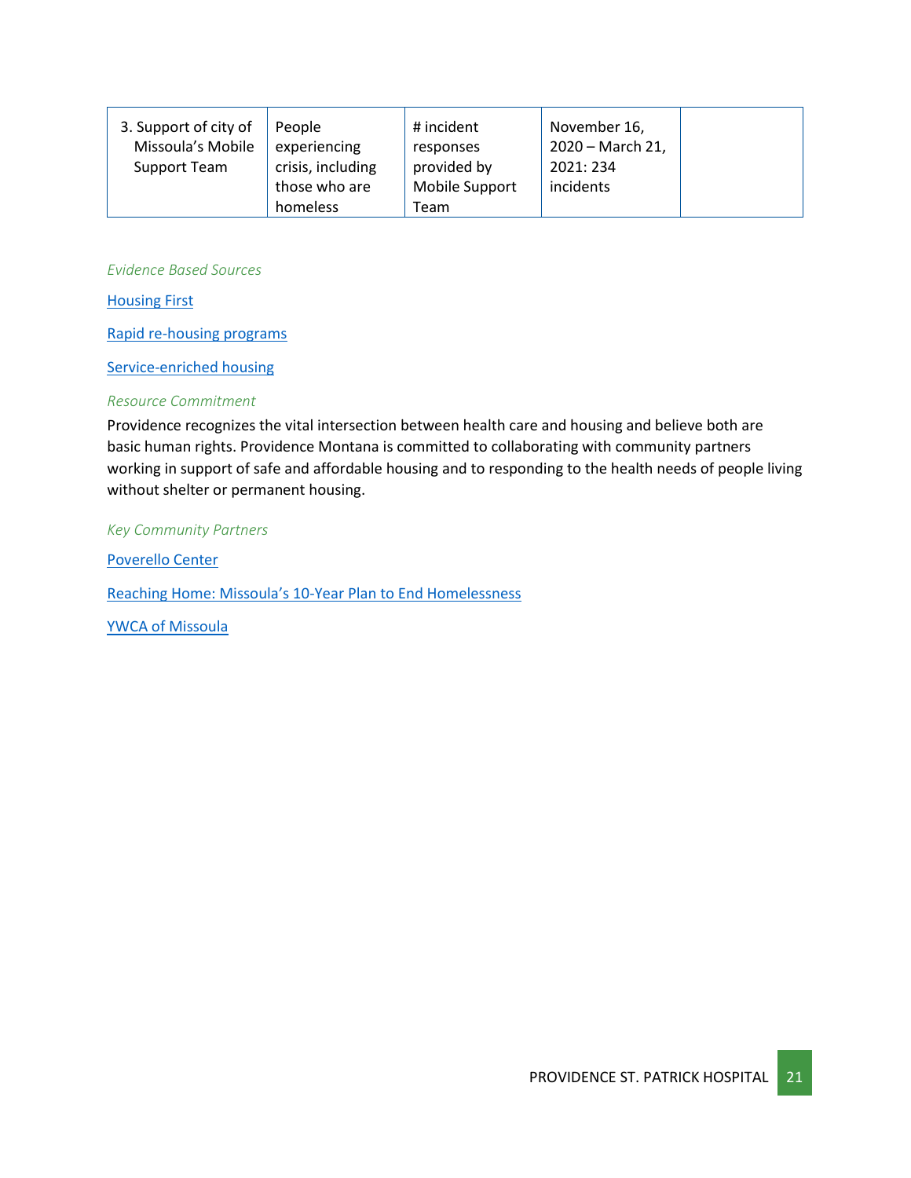| 3. Support of city of Missoula's Mobile Support Team | People experiencing crisis, including those who are homeless | # incident responses provided by Mobile Support Team | November 16, 2020 – March 21, 2021: 234 incidents | |
|---|---|---|---|---|

*Evidence Based Sources*

Housing First

Rapid re-housing programs

Service-enriched housing

*Resource Commitment*

Providence recognizes the vital intersection between health care and housing and believe both are basic human rights. Providence Montana is committed to collaborating with community partners working in support of safe and affordable housing and to responding to the health needs of people living without shelter or permanent housing.

*Key Community Partners*

Poverello Center

Reaching Home: Missoula's 10-Year Plan to End Homelessness

YWCA of Missoula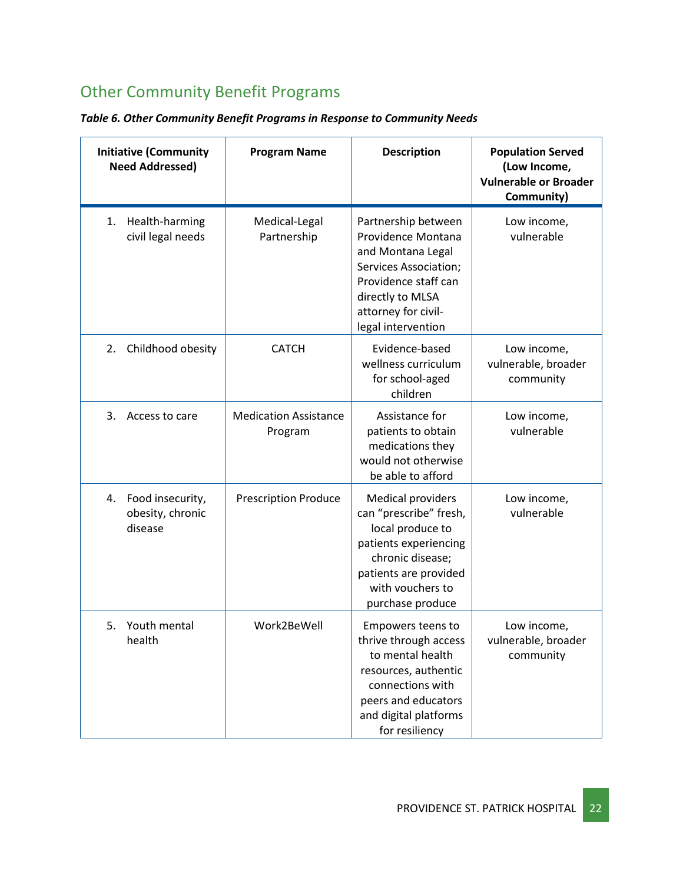## Other Community Benefit Programs

***Table 6. Other Community Benefit Programs in Response to Community Needs***

| Initiative (Community Need Addressed) | Program Name | Description | Population Served (Low Income, Vulnerable or Broader Community) |
|---|---|---|---|
| 1. Health-harming civil legal needs | Medical-Legal Partnership | Partnership between Providence Montana and Montana Legal Services Association; Providence staff can directly to MLSA attorney for civil-legal intervention | Low income, vulnerable |
| 2. Childhood obesity | CATCH | Evidence-based wellness curriculum for school-aged children | Low income, vulnerable, broader community |
| 3. Access to care | Medication Assistance Program | Assistance for patients to obtain medications they would not otherwise be able to afford | Low income, vulnerable |
| 4. Food insecurity, obesity, chronic disease | Prescription Produce | Medical providers can "prescribe" fresh, local produce to patients experiencing chronic disease; patients are provided with vouchers to purchase produce | Low income, vulnerable |
| 5. Youth mental health | Work2BeWell | Empowers teens to thrive through access to mental health resources, authentic connections with peers and educators and digital platforms for resiliency | Low income, vulnerable, broader community |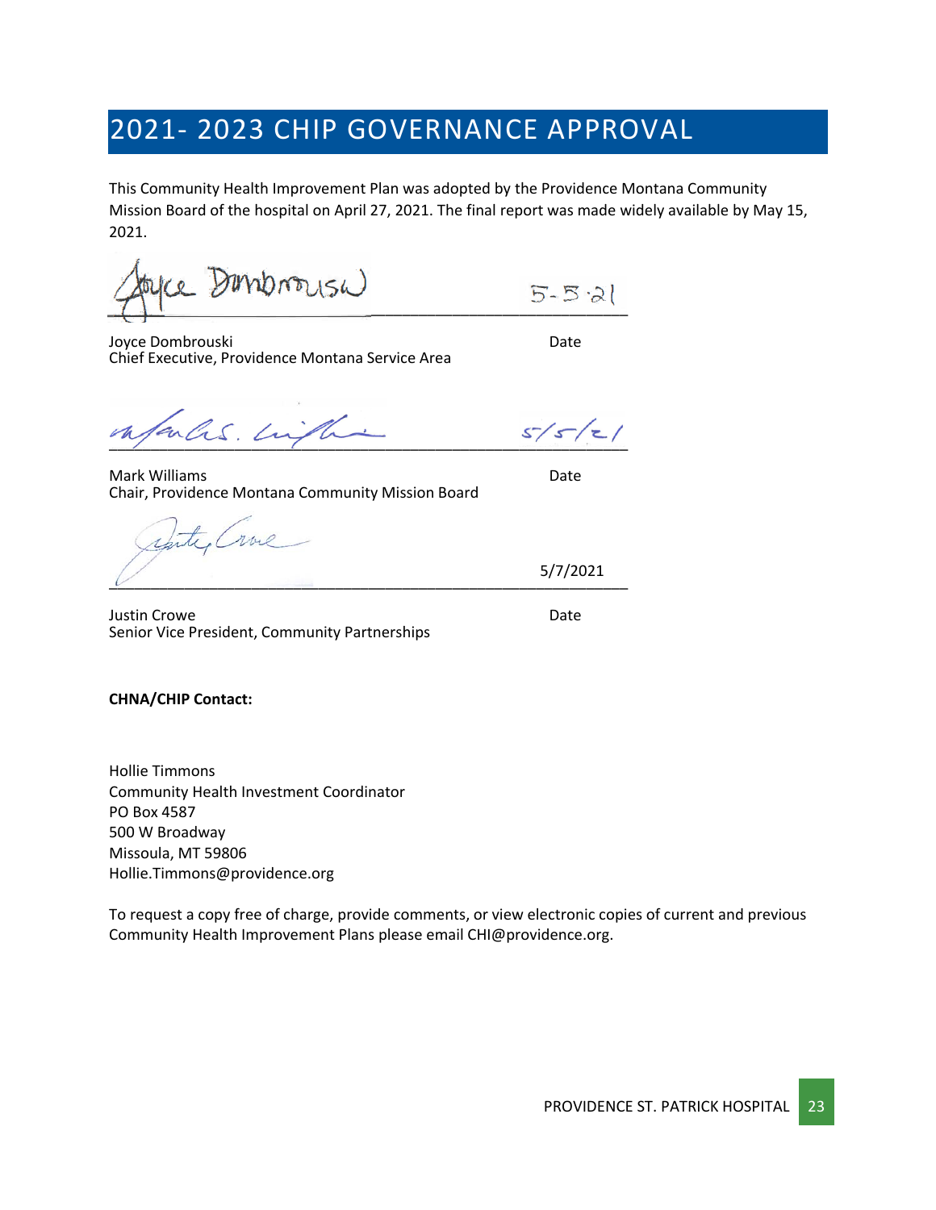# 2021- 2023 CHIP GOVERNANCE APPROVAL

This Community Health Improvement Plan was adopted by the Providence Montana Community Mission Board of the hospital on April 27, 2021. The final report was made widely available by May 15, 2021.

5-5-21

Joyce Dombrouski
Chief Executive, Providence Montana Service Area

Date

5/5/21

Mark Williams
Chair, Providence Montana Community Mission Board

Date

5/7/2021

Justin Crowe
Senior Vice President, Community Partnerships

Date

**CHNA/CHIP Contact:**

Hollie Timmons
Community Health Investment Coordinator
PO Box 4587
500 W Broadway
Missoula, MT 59806
Hollie.Timmons@providence.org

To request a copy free of charge, provide comments, or view electronic copies of current and previous Community Health Improvement Plans please email CHI@providence.org.